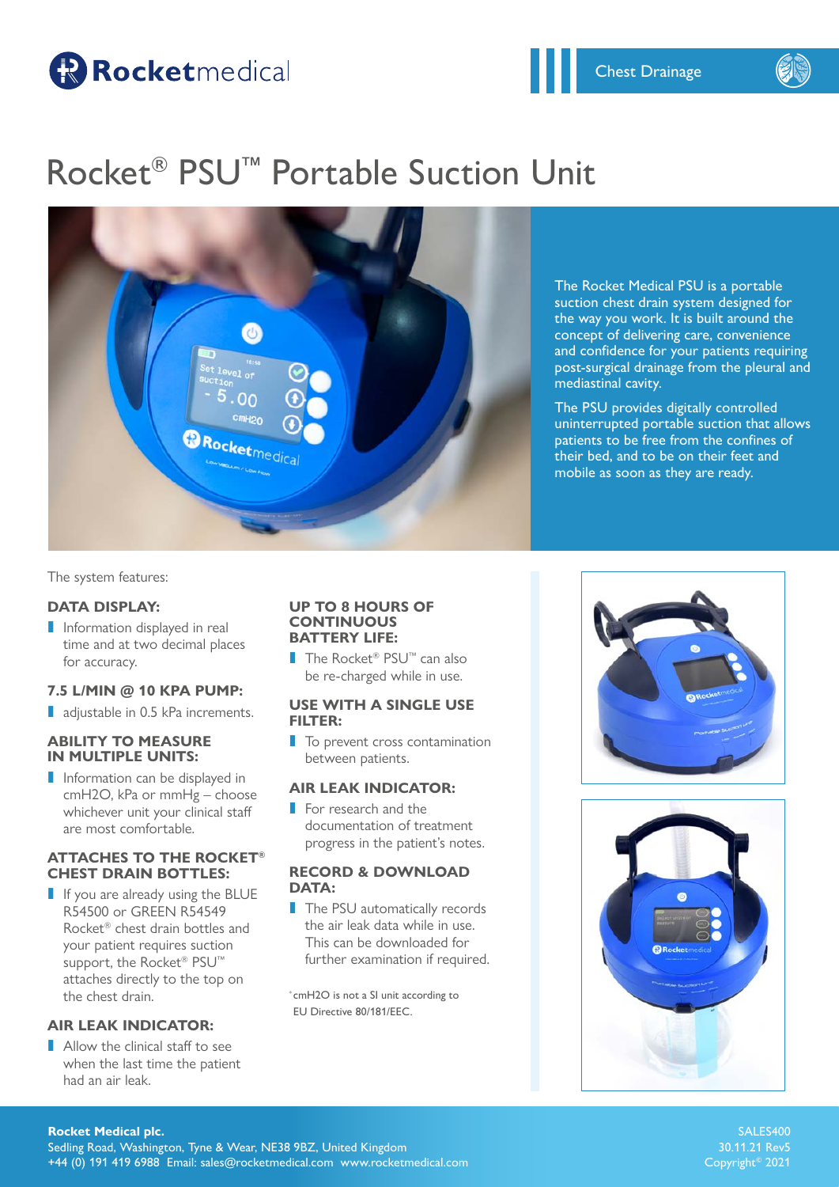Rocketmedical

Chest Drainage

# Rocket® PSU™ Portable Suction Unit

The Rocket Medical PSU is a portable suction chest drain system designed for the way you work. It is built around the concept of delivering care, convenience and confidence for your patients requiring post-surgical drainage from the pleural and mediastinal cavity.

The PSU provides digitally controlled uninterrupted portable suction that allows patients to be free from the confines of their bed, and to be on their feet and mobile as soon as they are ready.

The system features:

### DATA DISPLAY:

- Information displayed in real time and at two decimal places for accuracy.

### 7.5 L/MIN @ 10 KPA PUMP:

- adjustable in 0.5 kPa increments.

### ABILITY TO MEASURE IN MULTIPLE UNITS:

- Information can be displayed in cmH2O, kPa or mmHg – choose whichever unit your clinical staff are most comfortable.

### ATTACHES TO THE ROCKET® CHEST DRAIN BOTTLES:

- If you are already using the BLUE R54500 or GREEN R54549 Rocket® chest drain bottles and your patient requires suction support, the Rocket® PSU™ attaches directly to the top on the chest drain.

### AIR LEAK INDICATOR:

- Allow the clinical staff to see when the last time the patient had an air leak.

### UP TO 8 HOURS OF CONTINUOUS BATTERY LIFE:

- The Rocket® PSU™ can also be re-charged while in use.

### USE WITH A SINGLE USE FILTER:

- To prevent cross contamination between patients.

### AIR LEAK INDICATOR:

- For research and the documentation of treatment progress in the patient's notes.

### RECORD & DOWNLOAD DATA:

- The PSU automatically records the air leak data while in use. This can be downloaded for further examination if required.

*cmH2O is not a SI unit according to EU Directive 80/181/EEC.

**Rocket Medical plc.**
Sedling Road, Washington, Tyne & Wear, NE38 9BZ, United Kingdom
+44 (0) 191 419 6988 Email: sales@rocketmedical.com www.rocketmedical.com

SALES400
30.11.21 Rev5
Copyright© 2021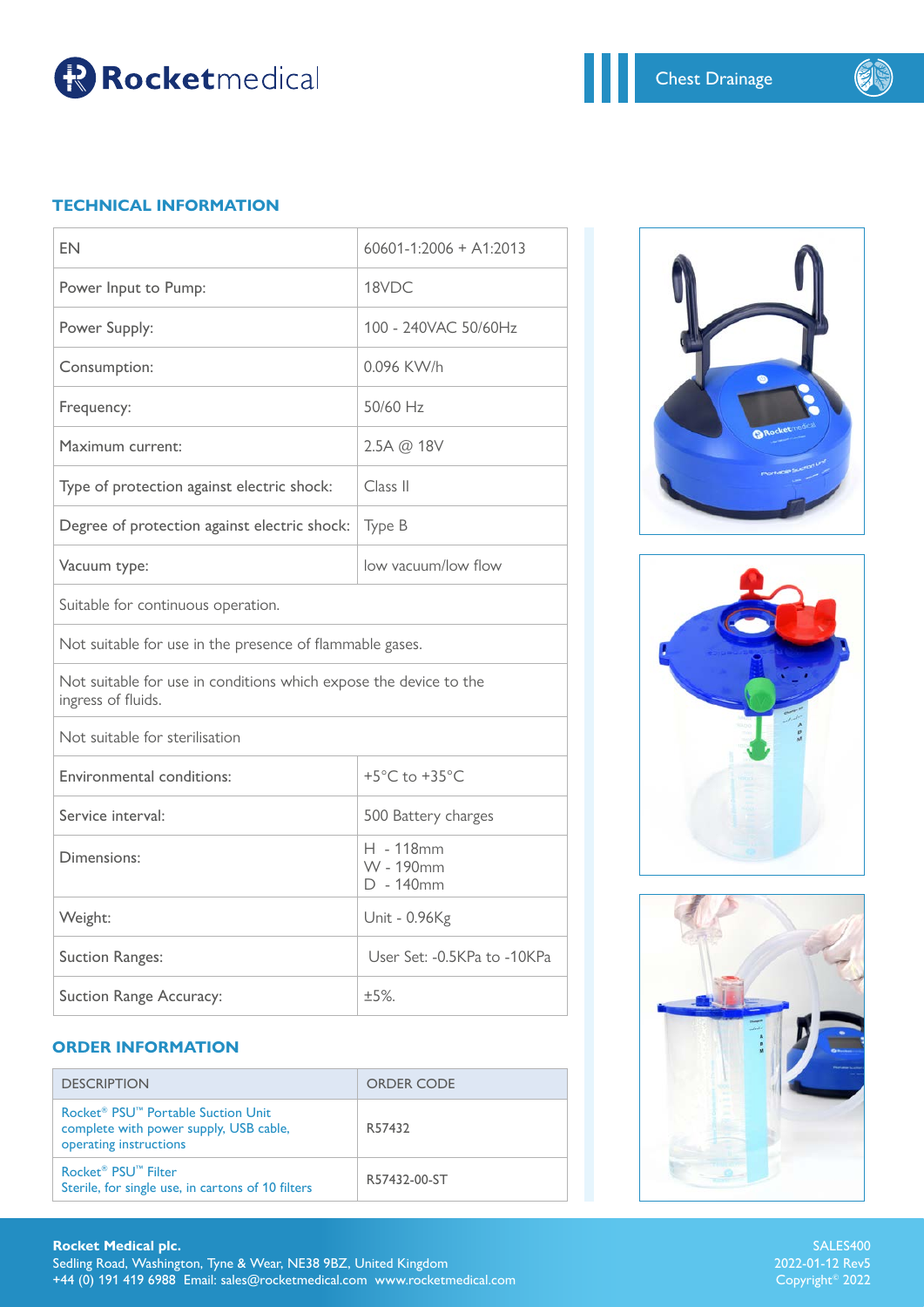## TECHNICAL INFORMATION

| | |
|---|---|
| EN | 60601-1:2006 + A1:2013 |
| Power Input to Pump: | 18VDC |
| Power Supply: | 100 - 240VAC 50/60Hz |
| Consumption: | 0.096 KW/h |
| Frequency: | 50/60 Hz |
| Maximum current: | 2.5A @ 18V |
| Type of protection against electric shock: | Class II |
| Degree of protection against electric shock: | Type B |
| Vacuum type: | low vacuum/low flow |
| Suitable for continuous operation. | |
| Not suitable for use in the presence of flammable gases. | |
| Not suitable for use in conditions which expose the device to the ingress of fluids. | |
| Not suitable for sterilisation | |
| Environmental conditions: | +5°C to +35°C |
| Service interval: | 500 Battery charges |
| Dimensions: | H - 118mm<br>W - 190mm<br>D - 140mm |
| Weight: | Unit - 0.96Kg |
| Suction Ranges: | User Set: -0.5KPa to -10KPa |
| Suction Range Accuracy: | ±5%. |

## ORDER INFORMATION

| DESCRIPTION | ORDER CODE |
|---|---|
| Rocket® PSU™ Portable Suction Unit complete with power supply, USB cable, operating instructions | R57432 |
| Rocket® PSU™ Filter Sterile, for single use, in cartons of 10 filters | R57432-00-ST |

**Rocket Medical plc.**
Sedling Road, Washington, Tyne & Wear, NE38 9BZ, United Kingdom
+44 (0) 191 419 6988 Email: sales@rocketmedical.com www.rocketmedical.com

SALES400
2022-01-12 Rev5
Copyright© 2022